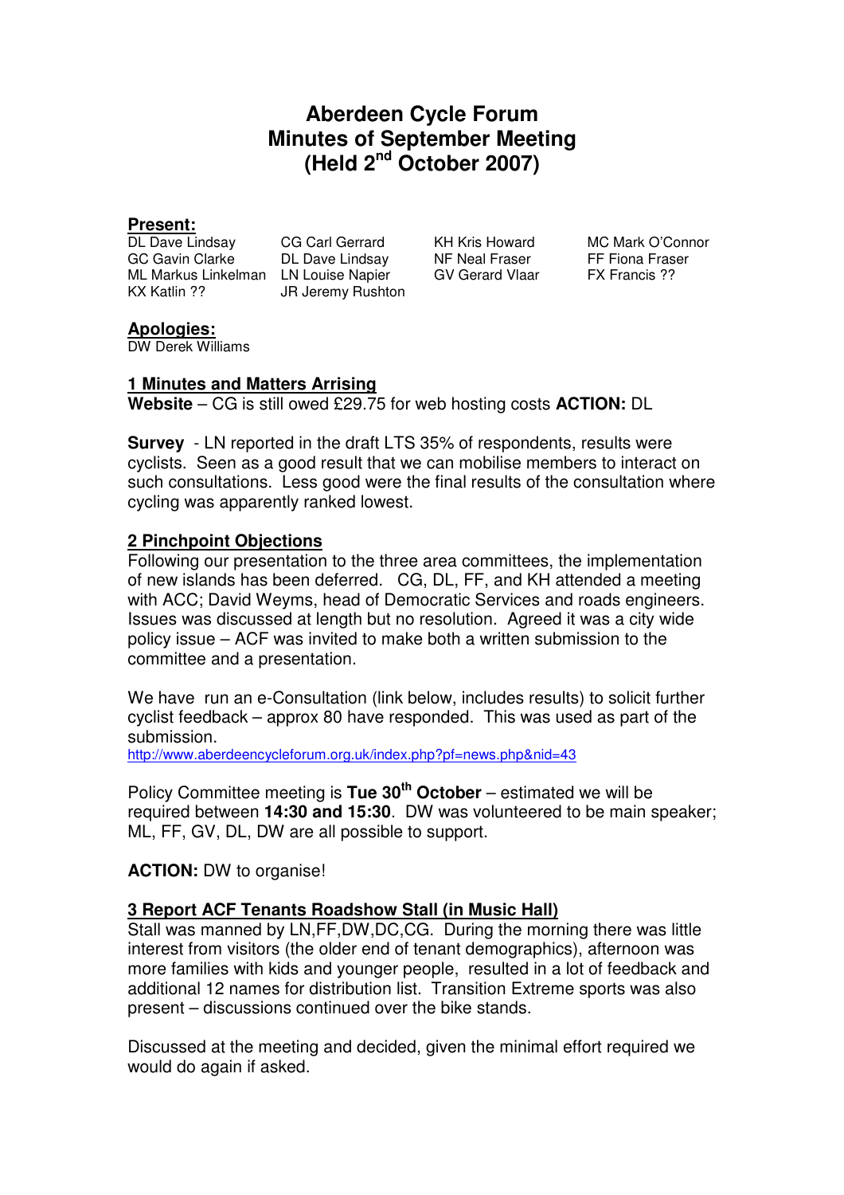# Aberdeen Cycle Forum
# Minutes of September Meeting
# (Held 2nd October 2007)

## Present:

| | | | |
|---|---|---|---|
| DL Dave Lindsay | CG Carl Gerrard | KH Kris Howard | MC Mark O'Connor |
| GC Gavin Clarke | DL Dave Lindsay | NF Neal Fraser | FF Fiona Fraser |
| ML Markus Linkelman | LN Louise Napier | GV Gerard Vlaar | FX Francis ?? |
| KX Katlin ?? | JR Jeremy Rushton | | |

## Apologies:

DW Derek Williams

## 1 Minutes and Matters Arrising

**Website** – CG is still owed £29.75 for web hosting costs **ACTION:** DL

**Survey** - LN reported in the draft LTS 35% of respondents, results were cyclists. Seen as a good result that we can mobilise members to interact on such consultations. Less good were the final results of the consultation where cycling was apparently ranked lowest.

## 2 Pinchpoint Objections

Following our presentation to the three area committees, the implementation of new islands has been deferred. CG, DL, FF, and KH attended a meeting with ACC; David Weyms, head of Democratic Services and roads engineers. Issues was discussed at length but no resolution. Agreed it was a city wide policy issue – ACF was invited to make both a written submission to the committee and a presentation.

We have run an e-Consultation (link below, includes results) to solicit further cyclist feedback – approx 80 have responded. This was used as part of the submission.
http://www.aberdeencycleforum.org.uk/index.php?pf=news.php&nid=43

Policy Committee meeting is **Tue 30th October** – estimated we will be required between **14:30 and 15:30**. DW was volunteered to be main speaker; ML, FF, GV, DL, DW are all possible to support.

**ACTION:** DW to organise!

## 3 Report ACF Tenants Roadshow Stall (in Music Hall)

Stall was manned by LN,FF,DW,DC,CG. During the morning there was little interest from visitors (the older end of tenant demographics), afternoon was more families with kids and younger people, resulted in a lot of feedback and additional 12 names for distribution list. Transition Extreme sports was also present – discussions continued over the bike stands.

Discussed at the meeting and decided, given the minimal effort required we would do again if asked.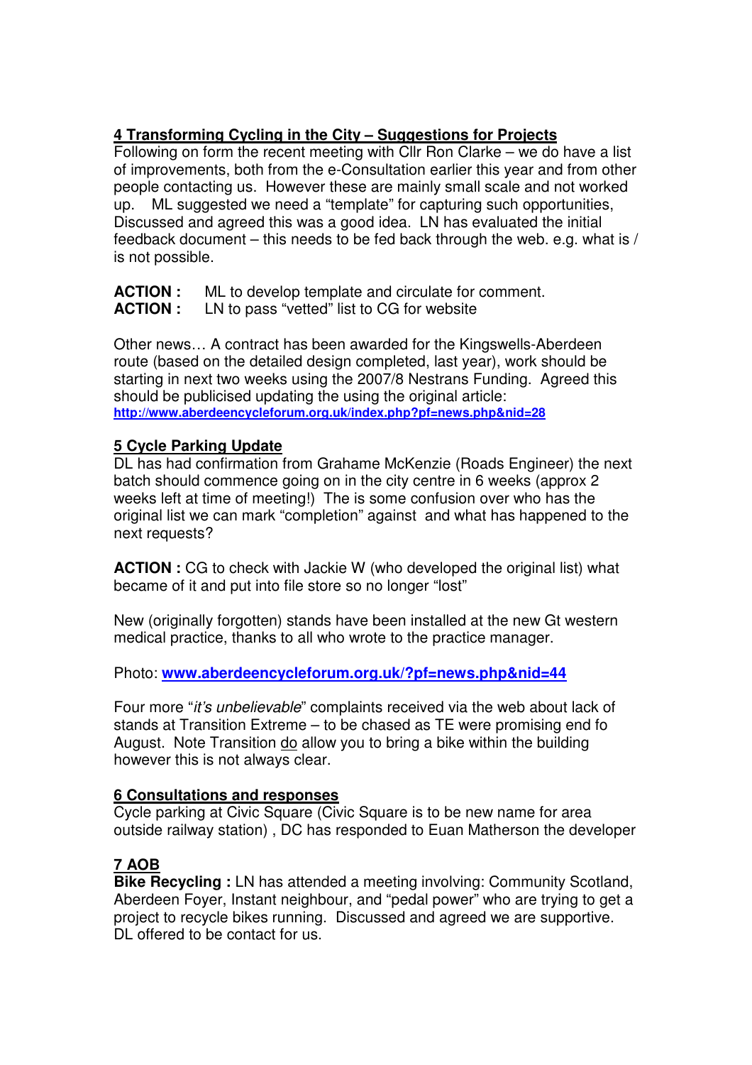## 4 Transforming Cycling in the City – Suggestions for Projects

Following on form the recent meeting with Cllr Ron Clarke – we do have a list of improvements, both from the e-Consultation earlier this year and from other people contacting us. However these are mainly small scale and not worked up. ML suggested we need a "template" for capturing such opportunities, Discussed and agreed this was a good idea. LN has evaluated the initial feedback document – this needs to be fed back through the web. e.g. what is / is not possible.

**ACTION :** ML to develop template and circulate for comment.
**ACTION :** LN to pass "vetted" list to CG for website

Other news… A contract has been awarded for the Kingswells-Aberdeen route (based on the detailed design completed, last year), work should be starting in next two weeks using the 2007/8 Nestrans Funding. Agreed this should be publicised updating the using the original article: **http://www.aberdeencycleforum.org.uk/index.php?pf=news.php&nid=28**

## 5 Cycle Parking Update

DL has had confirmation from Grahame McKenzie (Roads Engineer) the next batch should commence going on in the city centre in 6 weeks (approx 2 weeks left at time of meeting!) The is some confusion over who has the original list we can mark "completion" against and what has happened to the next requests?

**ACTION :** CG to check with Jackie W (who developed the original list) what became of it and put into file store so no longer "lost"

New (originally forgotten) stands have been installed at the new Gt western medical practice, thanks to all who wrote to the practice manager.

Photo: **www.aberdeencycleforum.org.uk/?pf=news.php&nid=44**

Four more "*it's unbelievable*" complaints received via the web about lack of stands at Transition Extreme – to be chased as TE were promising end fo August. Note Transition do allow you to bring a bike within the building however this is not always clear.

## 6 Consultations and responses

Cycle parking at Civic Square (Civic Square is to be new name for area outside railway station) , DC has responded to Euan Matherson the developer

## 7 AOB

**Bike Recycling :** LN has attended a meeting involving: Community Scotland, Aberdeen Foyer, Instant neighbour, and "pedal power" who are trying to get a project to recycle bikes running. Discussed and agreed we are supportive. DL offered to be contact for us.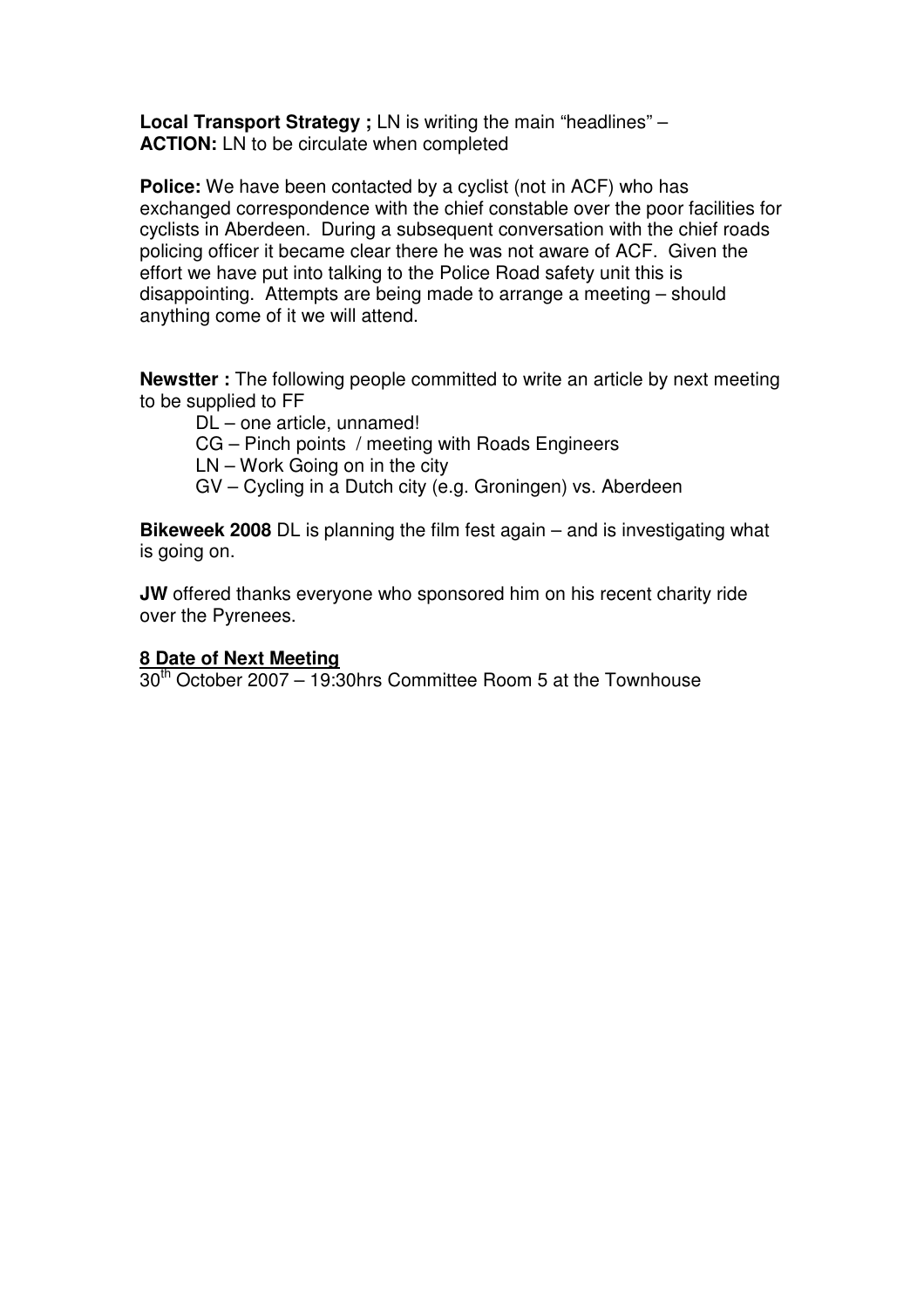**Local Transport Strategy ;** LN is writing the main "headlines" –
**ACTION:** LN to be circulate when completed

**Police:** We have been contacted by a cyclist (not in ACF) who has exchanged correspondence with the chief constable over the poor facilities for cyclists in Aberdeen. During a subsequent conversation with the chief roads policing officer it became clear there he was not aware of ACF. Given the effort we have put into talking to the Police Road safety unit this is disappointing. Attempts are being made to arrange a meeting – should anything come of it we will attend.

**Newstter :** The following people committed to write an article by next meeting to be supplied to FF

- DL – one article, unnamed!
- CG – Pinch points / meeting with Roads Engineers
- LN – Work Going on in the city
- GV – Cycling in a Dutch city (e.g. Groningen) vs. Aberdeen

**Bikeweek 2008** DL is planning the film fest again – and is investigating what is going on.

**JW** offered thanks everyone who sponsored him on his recent charity ride over the Pyrenees.

**8 Date of Next Meeting**

30th October 2007 – 19:30hrs Committee Room 5 at the Townhouse